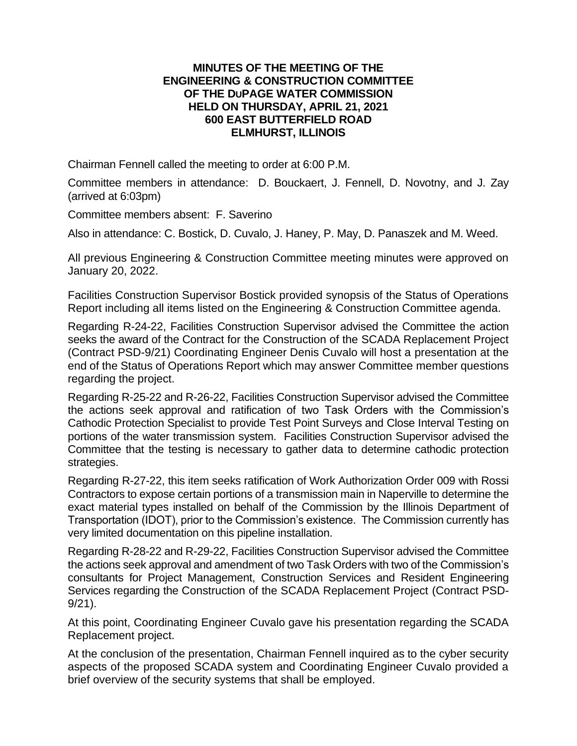# MINUTES OF THE MEETING OF THE ENGINEERING & CONSTRUCTION COMMITTEE OF THE DuPAGE WATER COMMISSION HELD ON THURSDAY, APRIL 21, 2021 600 EAST BUTTERFIELD ROAD ELMHURST, ILLINOIS

Chairman Fennell called the meeting to order at 6:00 P.M.

Committee members in attendance: D. Bouckaert, J. Fennell, D. Novotny, and J. Zay (arrived at 6:03pm)

Committee members absent: F. Saverino

Also in attendance: C. Bostick, D. Cuvalo, J. Haney, P. May, D. Panaszek and M. Weed.

All previous Engineering & Construction Committee meeting minutes were approved on January 20, 2022.

Facilities Construction Supervisor Bostick provided synopsis of the Status of Operations Report including all items listed on the Engineering & Construction Committee agenda.

Regarding R-24-22, Facilities Construction Supervisor advised the Committee the action seeks the award of the Contract for the Construction of the SCADA Replacement Project (Contract PSD-9/21) Coordinating Engineer Denis Cuvalo will host a presentation at the end of the Status of Operations Report which may answer Committee member questions regarding the project.

Regarding R-25-22 and R-26-22, Facilities Construction Supervisor advised the Committee the actions seek approval and ratification of two Task Orders with the Commission's Cathodic Protection Specialist to provide Test Point Surveys and Close Interval Testing on portions of the water transmission system. Facilities Construction Supervisor advised the Committee that the testing is necessary to gather data to determine cathodic protection strategies.

Regarding R-27-22, this item seeks ratification of Work Authorization Order 009 with Rossi Contractors to expose certain portions of a transmission main in Naperville to determine the exact material types installed on behalf of the Commission by the Illinois Department of Transportation (IDOT), prior to the Commission's existence. The Commission currently has very limited documentation on this pipeline installation.

Regarding R-28-22 and R-29-22, Facilities Construction Supervisor advised the Committee the actions seek approval and amendment of two Task Orders with two of the Commission's consultants for Project Management, Construction Services and Resident Engineering Services regarding the Construction of the SCADA Replacement Project (Contract PSD-9/21).

At this point, Coordinating Engineer Cuvalo gave his presentation regarding the SCADA Replacement project.

At the conclusion of the presentation, Chairman Fennell inquired as to the cyber security aspects of the proposed SCADA system and Coordinating Engineer Cuvalo provided a brief overview of the security systems that shall be employed.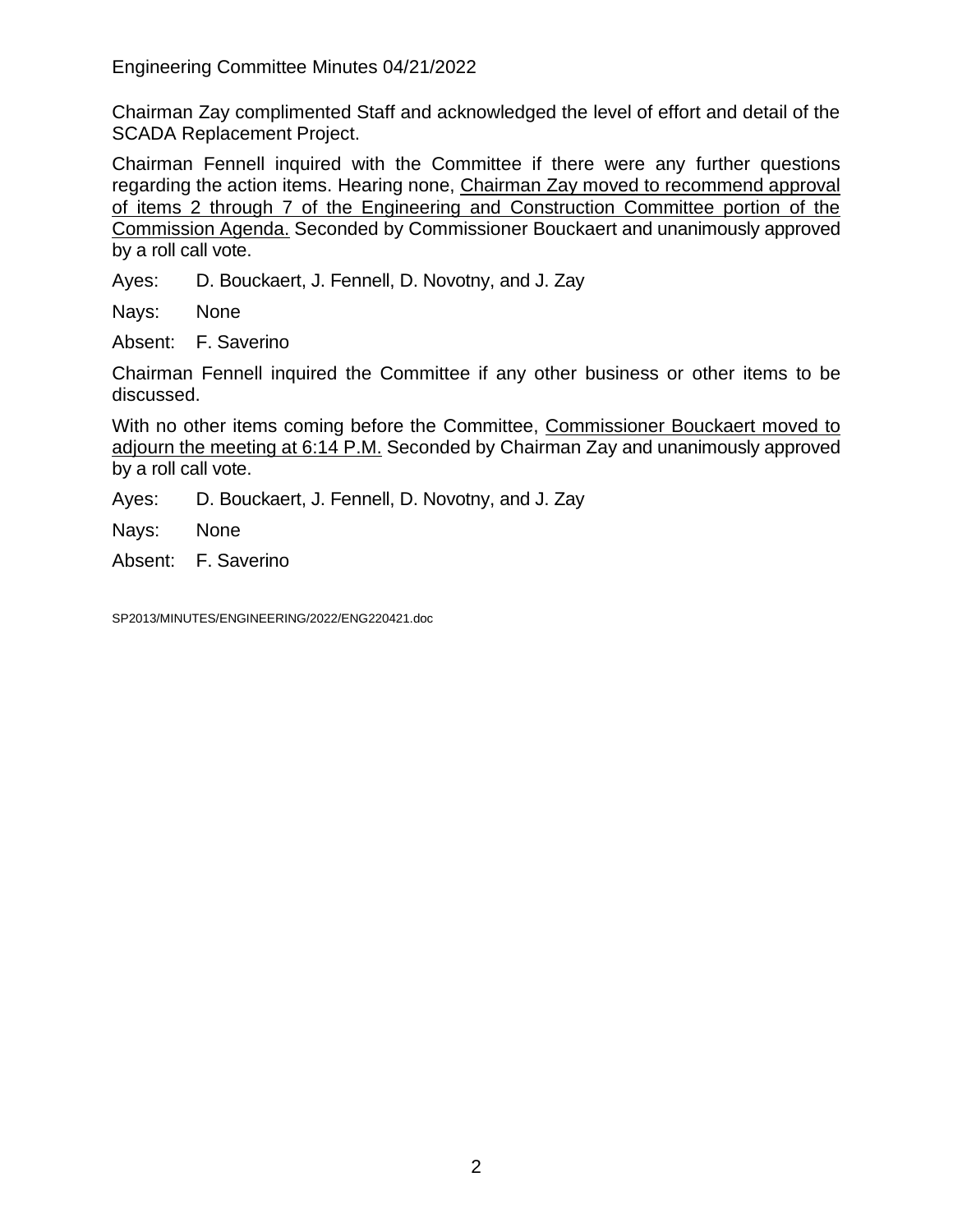Chairman Zay complimented Staff and acknowledged the level of effort and detail of the SCADA Replacement Project.

Chairman Fennell inquired with the Committee if there were any further questions regarding the action items. Hearing none, Chairman Zay moved to recommend approval of items 2 through 7 of the Engineering and Construction Committee portion of the Commission Agenda. Seconded by Commissioner Bouckaert and unanimously approved by a roll call vote.

Ayes: D. Bouckaert, J. Fennell, D. Novotny, and J. Zay

Nays: None

Absent: F. Saverino

Chairman Fennell inquired the Committee if any other business or other items to be discussed.

With no other items coming before the Committee, Commissioner Bouckaert moved to adjourn the meeting at 6:14 P.M. Seconded by Chairman Zay and unanimously approved by a roll call vote.

Ayes: D. Bouckaert, J. Fennell, D. Novotny, and J. Zay

Nays: None

Absent: F. Saverino

SP2013/MINUTES/ENGINEERING/2022/ENG220421.doc